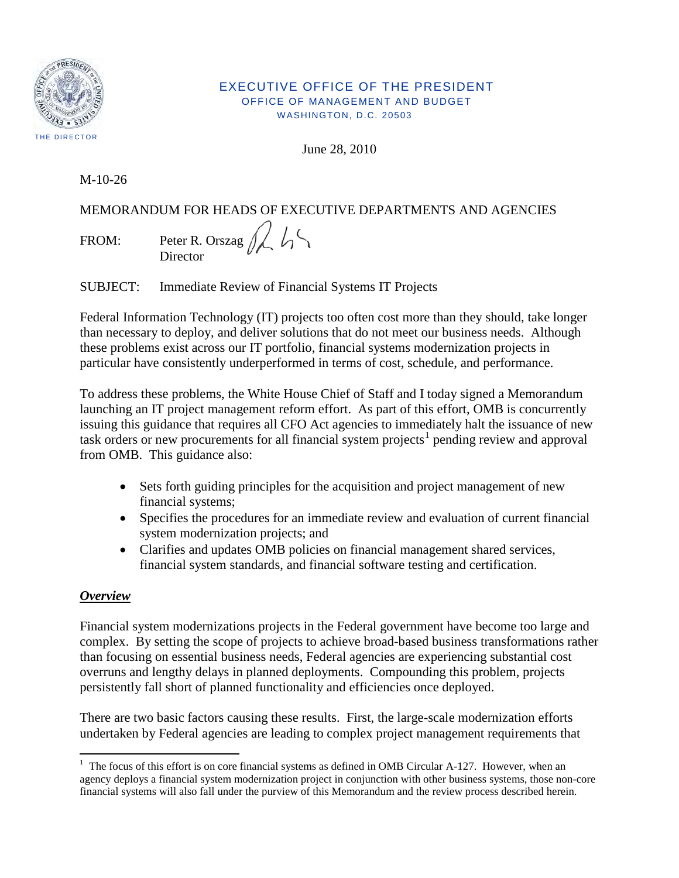EXECUTIVE OFFICE OF THE PRESIDENT
OFFICE OF MANAGEMENT AND BUDGET
WASHINGTON, D.C. 20503

THE DIRECTOR

June 28, 2010

M-10-26

MEMORANDUM FOR HEADS OF EXECUTIVE DEPARTMENTS AND AGENCIES

FROM: Peter R. Orszag
Director

SUBJECT: Immediate Review of Financial Systems IT Projects

Federal Information Technology (IT) projects too often cost more than they should, take longer than necessary to deploy, and deliver solutions that do not meet our business needs. Although these problems exist across our IT portfolio, financial systems modernization projects in particular have consistently underperformed in terms of cost, schedule, and performance.

To address these problems, the White House Chief of Staff and I today signed a Memorandum launching an IT project management reform effort. As part of this effort, OMB is concurrently issuing this guidance that requires all CFO Act agencies to immediately halt the issuance of new task orders or new procurements for all financial system projects[1] pending review and approval from OMB. This guidance also:

- Sets forth guiding principles for the acquisition and project management of new financial systems;
- Specifies the procedures for an immediate review and evaluation of current financial system modernization projects; and
- Clarifies and updates OMB policies on financial management shared services, financial system standards, and financial software testing and certification.

## ***Overview***

Financial system modernizations projects in the Federal government have become too large and complex. By setting the scope of projects to achieve broad-based business transformations rather than focusing on essential business needs, Federal agencies are experiencing substantial cost overruns and lengthy delays in planned deployments. Compounding this problem, projects persistently fall short of planned functionality and efficiencies once deployed.

There are two basic factors causing these results. First, the large-scale modernization efforts undertaken by Federal agencies are leading to complex project management requirements that

[1] The focus of this effort is on core financial systems as defined in OMB Circular A-127. However, when an agency deploys a financial system modernization project in conjunction with other business systems, those non-core financial systems will also fall under the purview of this Memorandum and the review process described herein.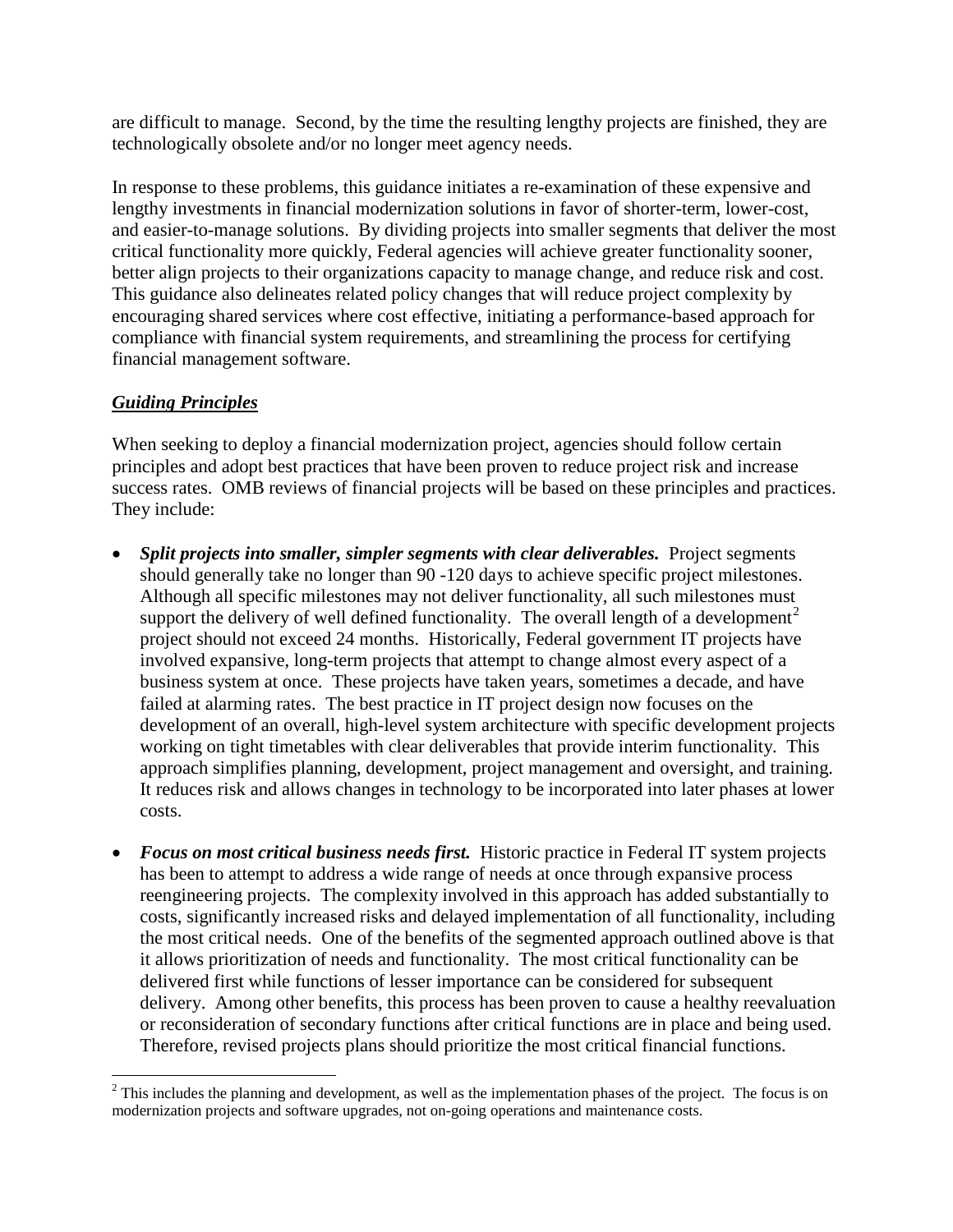are difficult to manage. Second, by the time the resulting lengthy projects are finished, they are technologically obsolete and/or no longer meet agency needs.

In response to these problems, this guidance initiates a re-examination of these expensive and lengthy investments in financial modernization solutions in favor of shorter-term, lower-cost, and easier-to-manage solutions. By dividing projects into smaller segments that deliver the most critical functionality more quickly, Federal agencies will achieve greater functionality sooner, better align projects to their organizations capacity to manage change, and reduce risk and cost. This guidance also delineates related policy changes that will reduce project complexity by encouraging shared services where cost effective, initiating a performance-based approach for compliance with financial system requirements, and streamlining the process for certifying financial management software.

## ***Guiding Principles***

When seeking to deploy a financial modernization project, agencies should follow certain principles and adopt best practices that have been proven to reduce project risk and increase success rates. OMB reviews of financial projects will be based on these principles and practices. They include:

- ***Split projects into smaller, simpler segments with clear deliverables.*** Project segments should generally take no longer than 90 -120 days to achieve specific project milestones. Although all specific milestones may not deliver functionality, all such milestones must support the delivery of well defined functionality. The overall length of a development[2] project should not exceed 24 months. Historically, Federal government IT projects have involved expansive, long-term projects that attempt to change almost every aspect of a business system at once. These projects have taken years, sometimes a decade, and have failed at alarming rates. The best practice in IT project design now focuses on the development of an overall, high-level system architecture with specific development projects working on tight timetables with clear deliverables that provide interim functionality. This approach simplifies planning, development, project management and oversight, and training. It reduces risk and allows changes in technology to be incorporated into later phases at lower costs.

- ***Focus on most critical business needs first.*** Historic practice in Federal IT system projects has been to attempt to address a wide range of needs at once through expansive process reengineering projects. The complexity involved in this approach has added substantially to costs, significantly increased risks and delayed implementation of all functionality, including the most critical needs. One of the benefits of the segmented approach outlined above is that it allows prioritization of needs and functionality. The most critical functionality can be delivered first while functions of lesser importance can be considered for subsequent delivery. Among other benefits, this process has been proven to cause a healthy reevaluation or reconsideration of secondary functions after critical functions are in place and being used. Therefore, revised projects plans should prioritize the most critical financial functions.

---

[2] This includes the planning and development, as well as the implementation phases of the project. The focus is on modernization projects and software upgrades, not on-going operations and maintenance costs.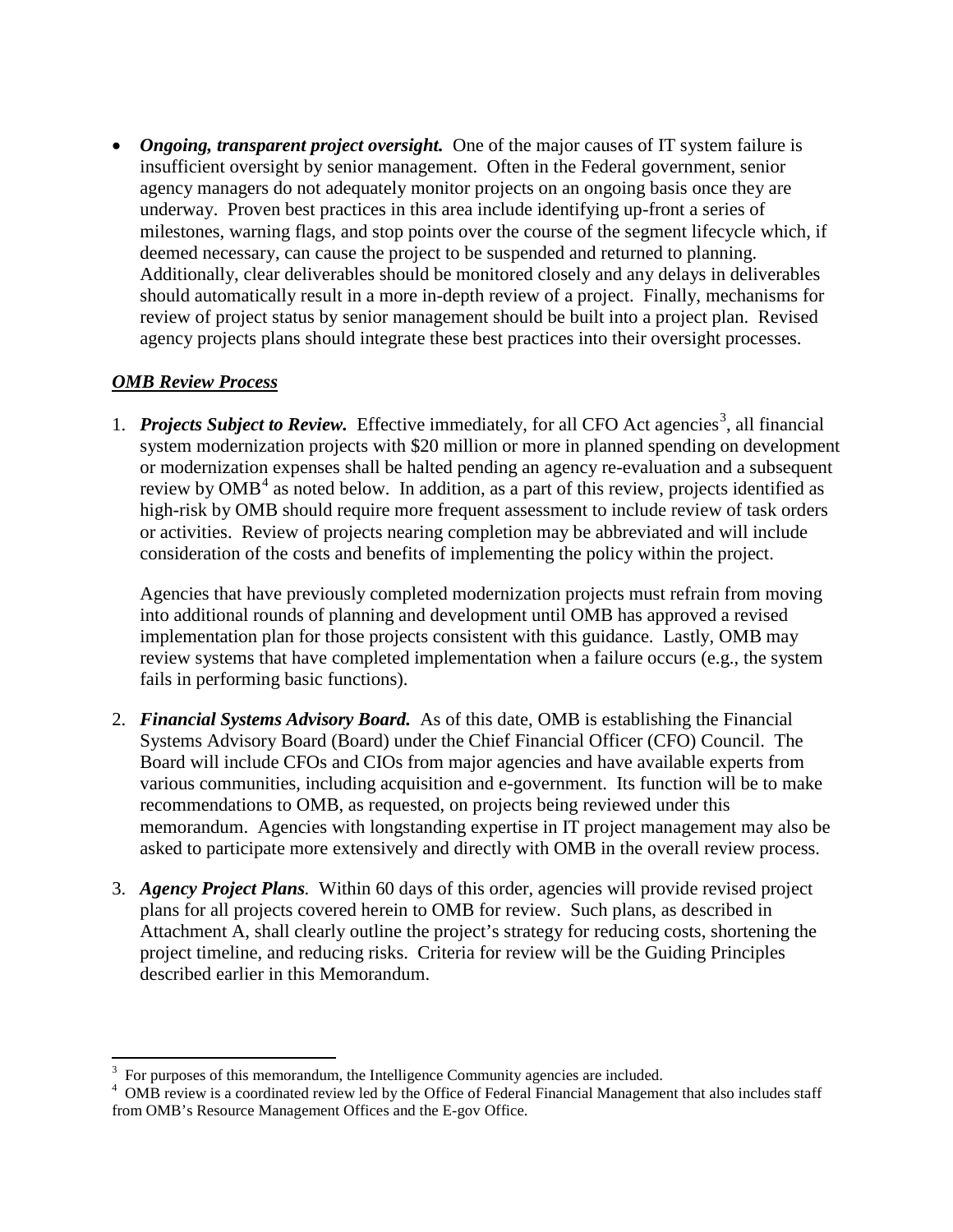- ***Ongoing, transparent project oversight.*** One of the major causes of IT system failure is insufficient oversight by senior management. Often in the Federal government, senior agency managers do not adequately monitor projects on an ongoing basis once they are underway. Proven best practices in this area include identifying up-front a series of milestones, warning flags, and stop points over the course of the segment lifecycle which, if deemed necessary, can cause the project to be suspended and returned to planning. Additionally, clear deliverables should be monitored closely and any delays in deliverables should automatically result in a more in-depth review of a project. Finally, mechanisms for review of project status by senior management should be built into a project plan. Revised agency projects plans should integrate these best practices into their oversight processes.

***<u>OMB Review Process</u>***

1. ***Projects Subject to Review.*** Effective immediately, for all CFO Act agencies[3], all financial system modernization projects with $20 million or more in planned spending on development or modernization expenses shall be halted pending an agency re-evaluation and a subsequent review by OMB[4] as noted below. In addition, as a part of this review, projects identified as high-risk by OMB should require more frequent assessment to include review of task orders or activities. Review of projects nearing completion may be abbreviated and will include consideration of the costs and benefits of implementing the policy within the project.

   Agencies that have previously completed modernization projects must refrain from moving into additional rounds of planning and development until OMB has approved a revised implementation plan for those projects consistent with this guidance. Lastly, OMB may review systems that have completed implementation when a failure occurs (e.g., the system fails in performing basic functions).

2. ***Financial Systems Advisory Board.*** As of this date, OMB is establishing the Financial Systems Advisory Board (Board) under the Chief Financial Officer (CFO) Council. The Board will include CFOs and CIOs from major agencies and have available experts from various communities, including acquisition and e-government. Its function will be to make recommendations to OMB, as requested, on projects being reviewed under this memorandum. Agencies with longstanding expertise in IT project management may also be asked to participate more extensively and directly with OMB in the overall review process.

3. ***Agency Project Plans.*** Within 60 days of this order, agencies will provide revised project plans for all projects covered herein to OMB for review. Such plans, as described in Attachment A, shall clearly outline the project's strategy for reducing costs, shortening the project timeline, and reducing risks. Criteria for review will be the Guiding Principles described earlier in this Memorandum.

---

[3] For purposes of this memorandum, the Intelligence Community agencies are included.

[4] OMB review is a coordinated review led by the Office of Federal Financial Management that also includes staff from OMB's Resource Management Offices and the E-gov Office.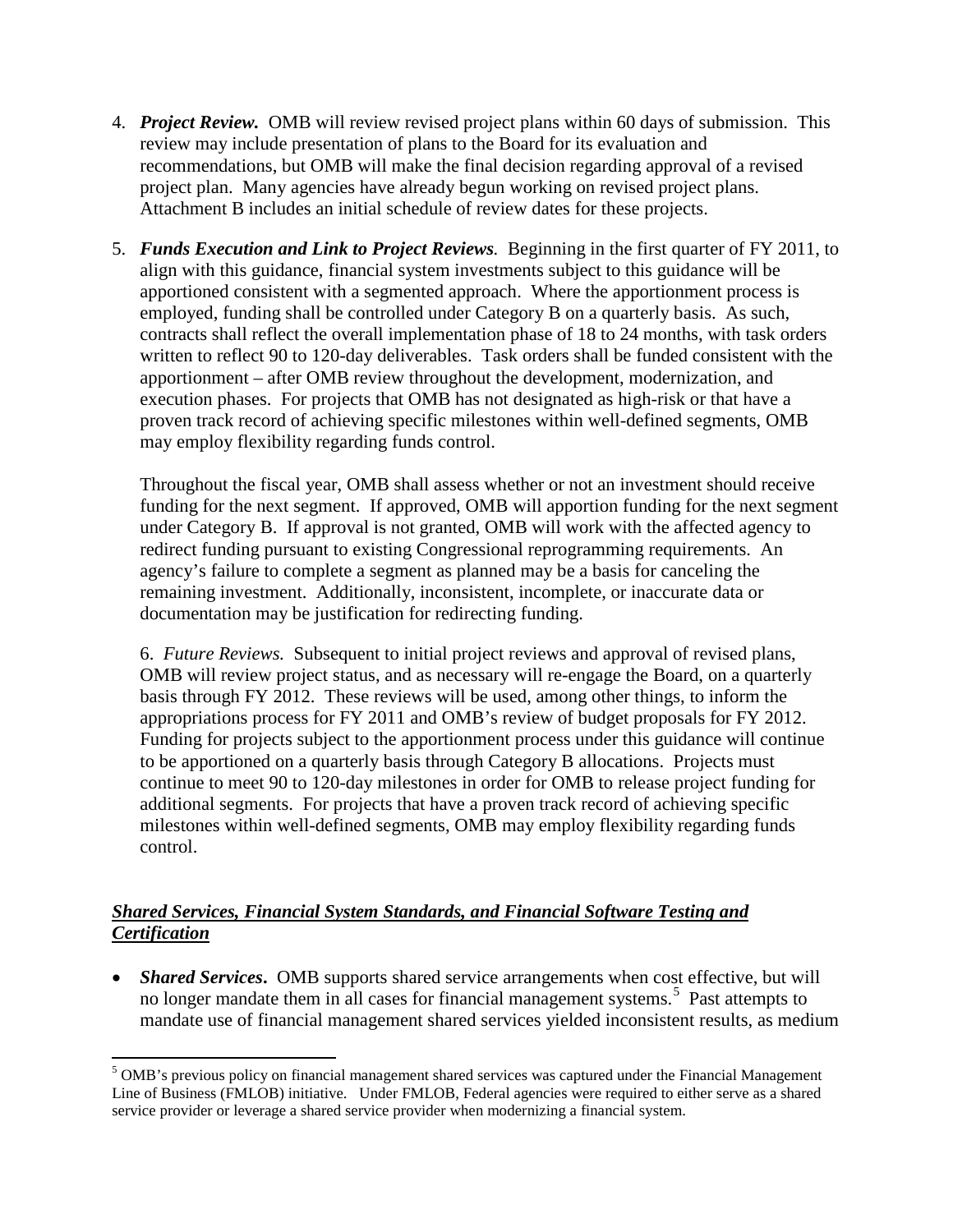4. ***Project Review.*** OMB will review revised project plans within 60 days of submission. This review may include presentation of plans to the Board for its evaluation and recommendations, but OMB will make the final decision regarding approval of a revised project plan. Many agencies have already begun working on revised project plans. Attachment B includes an initial schedule of review dates for these projects.

5. ***Funds Execution and Link to Project Reviews*.** Beginning in the first quarter of FY 2011, to align with this guidance, financial system investments subject to this guidance will be apportioned consistent with a segmented approach. Where the apportionment process is employed, funding shall be controlled under Category B on a quarterly basis. As such, contracts shall reflect the overall implementation phase of 18 to 24 months, with task orders written to reflect 90 to 120-day deliverables. Task orders shall be funded consistent with the apportionment – after OMB review throughout the development, modernization, and execution phases. For projects that OMB has not designated as high-risk or that have a proven track record of achieving specific milestones within well-defined segments, OMB may employ flexibility regarding funds control.

   Throughout the fiscal year, OMB shall assess whether or not an investment should receive funding for the next segment. If approved, OMB will apportion funding for the next segment under Category B. If approval is not granted, OMB will work with the affected agency to redirect funding pursuant to existing Congressional reprogramming requirements. An agency's failure to complete a segment as planned may be a basis for canceling the remaining investment. Additionally, inconsistent, incomplete, or inaccurate data or documentation may be justification for redirecting funding.

6. *Future Reviews.* Subsequent to initial project reviews and approval of revised plans, OMB will review project status, and as necessary will re-engage the Board, on a quarterly basis through FY 2012. These reviews will be used, among other things, to inform the appropriations process for FY 2011 and OMB's review of budget proposals for FY 2012. Funding for projects subject to the apportionment process under this guidance will continue to be apportioned on a quarterly basis through Category B allocations. Projects must continue to meet 90 to 120-day milestones in order for OMB to release project funding for additional segments. For projects that have a proven track record of achieving specific milestones within well-defined segments, OMB may employ flexibility regarding funds control.

## ***Shared Services, Financial System Standards, and Financial Software Testing and Certification***

- ***Shared Services***. OMB supports shared service arrangements when cost effective, but will no longer mandate them in all cases for financial management systems.[5] Past attempts to mandate use of financial management shared services yielded inconsistent results, as medium

[5] OMB's previous policy on financial management shared services was captured under the Financial Management Line of Business (FMLOB) initiative. Under FMLOB, Federal agencies were required to either serve as a shared service provider or leverage a shared service provider when modernizing a financial system.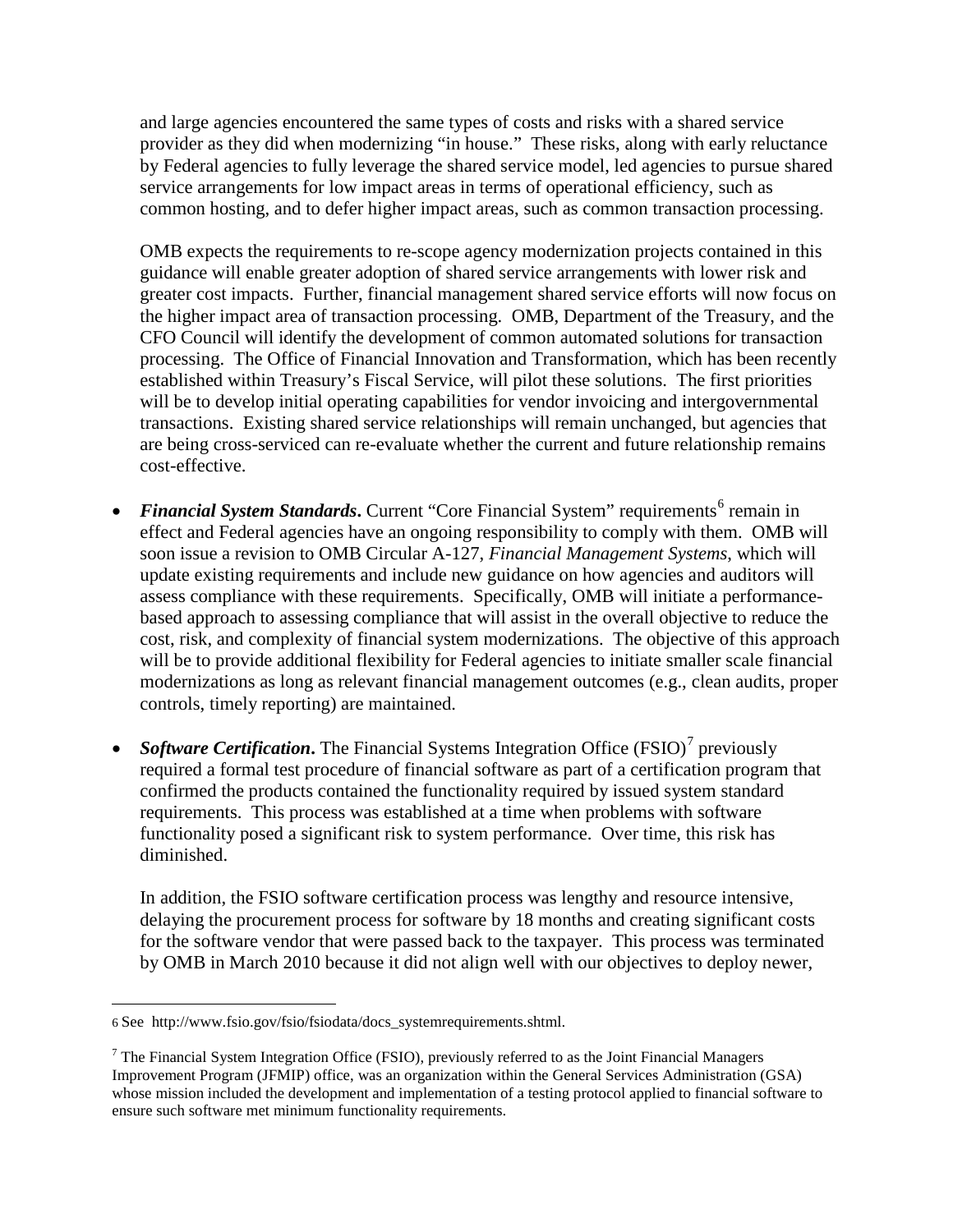and large agencies encountered the same types of costs and risks with a shared service provider as they did when modernizing "in house." These risks, along with early reluctance by Federal agencies to fully leverage the shared service model, led agencies to pursue shared service arrangements for low impact areas in terms of operational efficiency, such as common hosting, and to defer higher impact areas, such as common transaction processing.

OMB expects the requirements to re-scope agency modernization projects contained in this guidance will enable greater adoption of shared service arrangements with lower risk and greater cost impacts. Further, financial management shared service efforts will now focus on the higher impact area of transaction processing. OMB, Department of the Treasury, and the CFO Council will identify the development of common automated solutions for transaction processing. The Office of Financial Innovation and Transformation, which has been recently established within Treasury's Fiscal Service, will pilot these solutions. The first priorities will be to develop initial operating capabilities for vendor invoicing and intergovernmental transactions. Existing shared service relationships will remain unchanged, but agencies that are being cross-serviced can re-evaluate whether the current and future relationship remains cost-effective.

- ***Financial System Standards***. Current "Core Financial System" requirements[6] remain in effect and Federal agencies have an ongoing responsibility to comply with them. OMB will soon issue a revision to OMB Circular A-127, *Financial Management Systems*, which will update existing requirements and include new guidance on how agencies and auditors will assess compliance with these requirements. Specifically, OMB will initiate a performance-based approach to assessing compliance that will assist in the overall objective to reduce the cost, risk, and complexity of financial system modernizations. The objective of this approach will be to provide additional flexibility for Federal agencies to initiate smaller scale financial modernizations as long as relevant financial management outcomes (e.g., clean audits, proper controls, timely reporting) are maintained.

- ***Software Certification***. The Financial Systems Integration Office (FSIO)[7] previously required a formal test procedure of financial software as part of a certification program that confirmed the products contained the functionality required by issued system standard requirements. This process was established at a time when problems with software functionality posed a significant risk to system performance. Over time, this risk has diminished.

  In addition, the FSIO software certification process was lengthy and resource intensive, delaying the procurement process for software by 18 months and creating significant costs for the software vendor that were passed back to the taxpayer. This process was terminated by OMB in March 2010 because it did not align well with our objectives to deploy newer,

---

6 See http://www.fsio.gov/fsio/fsiodata/docs_systemrequirements.shtml.

7 The Financial System Integration Office (FSIO), previously referred to as the Joint Financial Managers Improvement Program (JFMIP) office, was an organization within the General Services Administration (GSA) whose mission included the development and implementation of a testing protocol applied to financial software to ensure such software met minimum functionality requirements.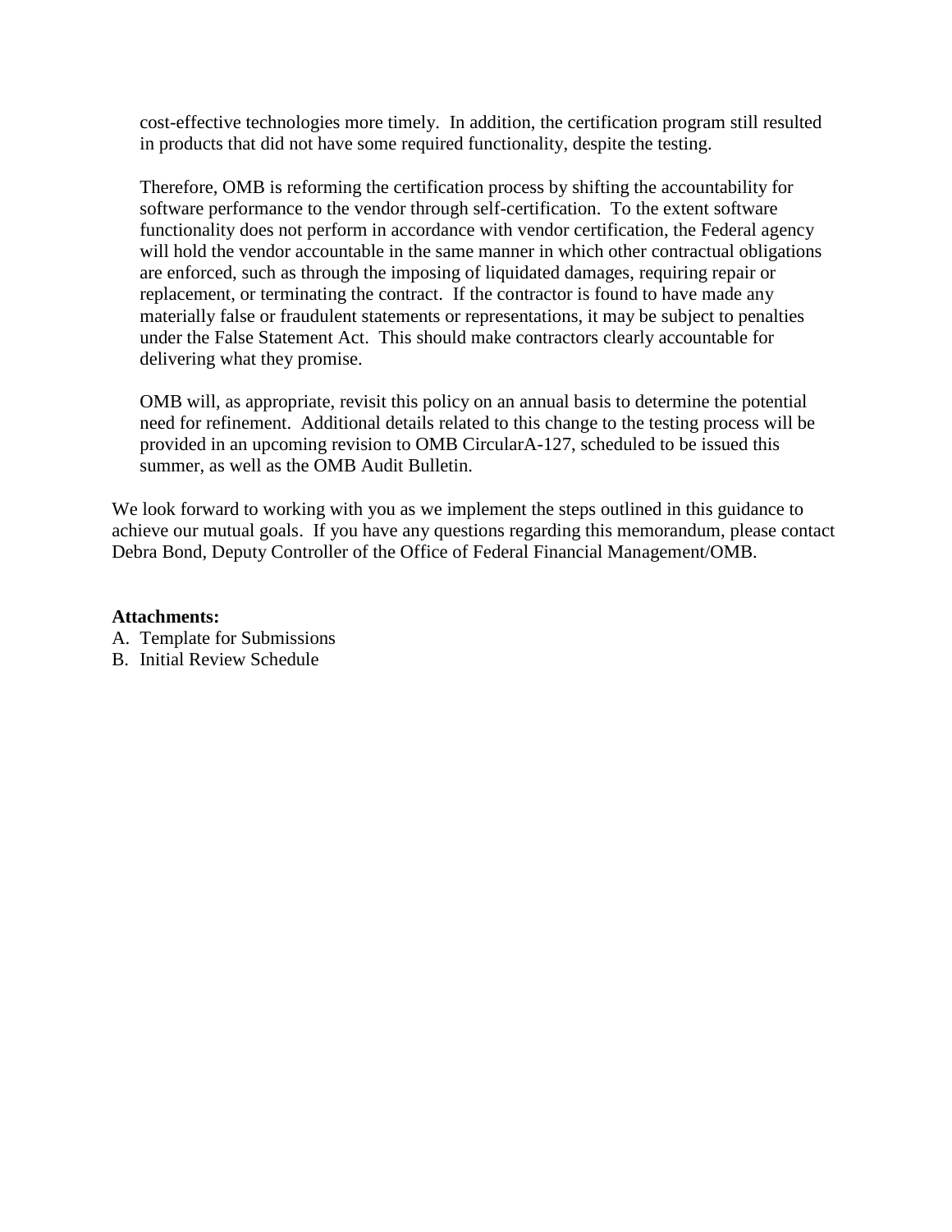cost-effective technologies more timely. In addition, the certification program still resulted in products that did not have some required functionality, despite the testing.

Therefore, OMB is reforming the certification process by shifting the accountability for software performance to the vendor through self-certification. To the extent software functionality does not perform in accordance with vendor certification, the Federal agency will hold the vendor accountable in the same manner in which other contractual obligations are enforced, such as through the imposing of liquidated damages, requiring repair or replacement, or terminating the contract. If the contractor is found to have made any materially false or fraudulent statements or representations, it may be subject to penalties under the False Statement Act. This should make contractors clearly accountable for delivering what they promise.

OMB will, as appropriate, revisit this policy on an annual basis to determine the potential need for refinement. Additional details related to this change to the testing process will be provided in an upcoming revision to OMB CircularA-127, scheduled to be issued this summer, as well as the OMB Audit Bulletin.

We look forward to working with you as we implement the steps outlined in this guidance to achieve our mutual goals. If you have any questions regarding this memorandum, please contact Debra Bond, Deputy Controller of the Office of Federal Financial Management/OMB.

**Attachments:**

A. Template for Submissions
B. Initial Review Schedule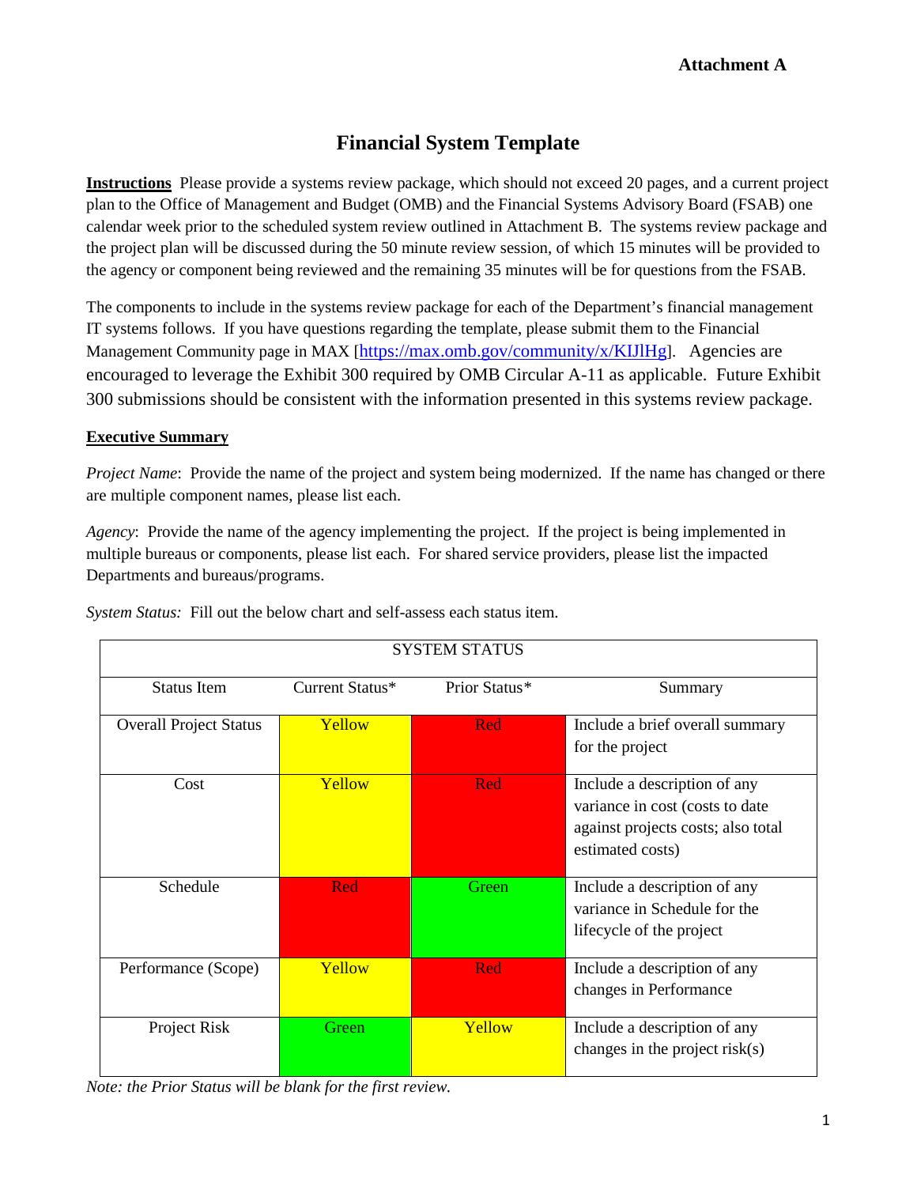**Attachment A**

# Financial System Template

**Instructions** Please provide a systems review package, which should not exceed 20 pages, and a current project plan to the Office of Management and Budget (OMB) and the Financial Systems Advisory Board (FSAB) one calendar week prior to the scheduled system review outlined in Attachment B. The systems review package and the project plan will be discussed during the 50 minute review session, of which 15 minutes will be provided to the agency or component being reviewed and the remaining 35 minutes will be for questions from the FSAB.

The components to include in the systems review package for each of the Department's financial management IT systems follows. If you have questions regarding the template, please submit them to the Financial Management Community page in MAX [https://max.omb.gov/community/x/KIJlHg]. Agencies are encouraged to leverage the Exhibit 300 required by OMB Circular A-11 as applicable. Future Exhibit 300 submissions should be consistent with the information presented in this systems review package.

## Executive Summary

*Project Name*: Provide the name of the project and system being modernized. If the name has changed or there are multiple component names, please list each.

*Agency*: Provide the name of the agency implementing the project. If the project is being implemented in multiple bureaus or components, please list each. For shared service providers, please list the impacted Departments and bureaus/programs.

*System Status:* Fill out the below chart and self-assess each status item.

| SYSTEM STATUS | | | |
|---|---|---|---|
| Status Item | Current Status* | Prior Status* | Summary |
| Overall Project Status | Yellow | Red | Include a brief overall summary for the project |
| Cost | Yellow | Red | Include a description of any variance in cost (costs to date against projects costs; also total estimated costs) |
| Schedule | Red | Green | Include a description of any variance in Schedule for the lifecycle of the project |
| Performance (Scope) | Yellow | Red | Include a description of any changes in Performance |
| Project Risk | Green | Yellow | Include a description of any changes in the project risk(s) |

*Note: the Prior Status will be blank for the first review.*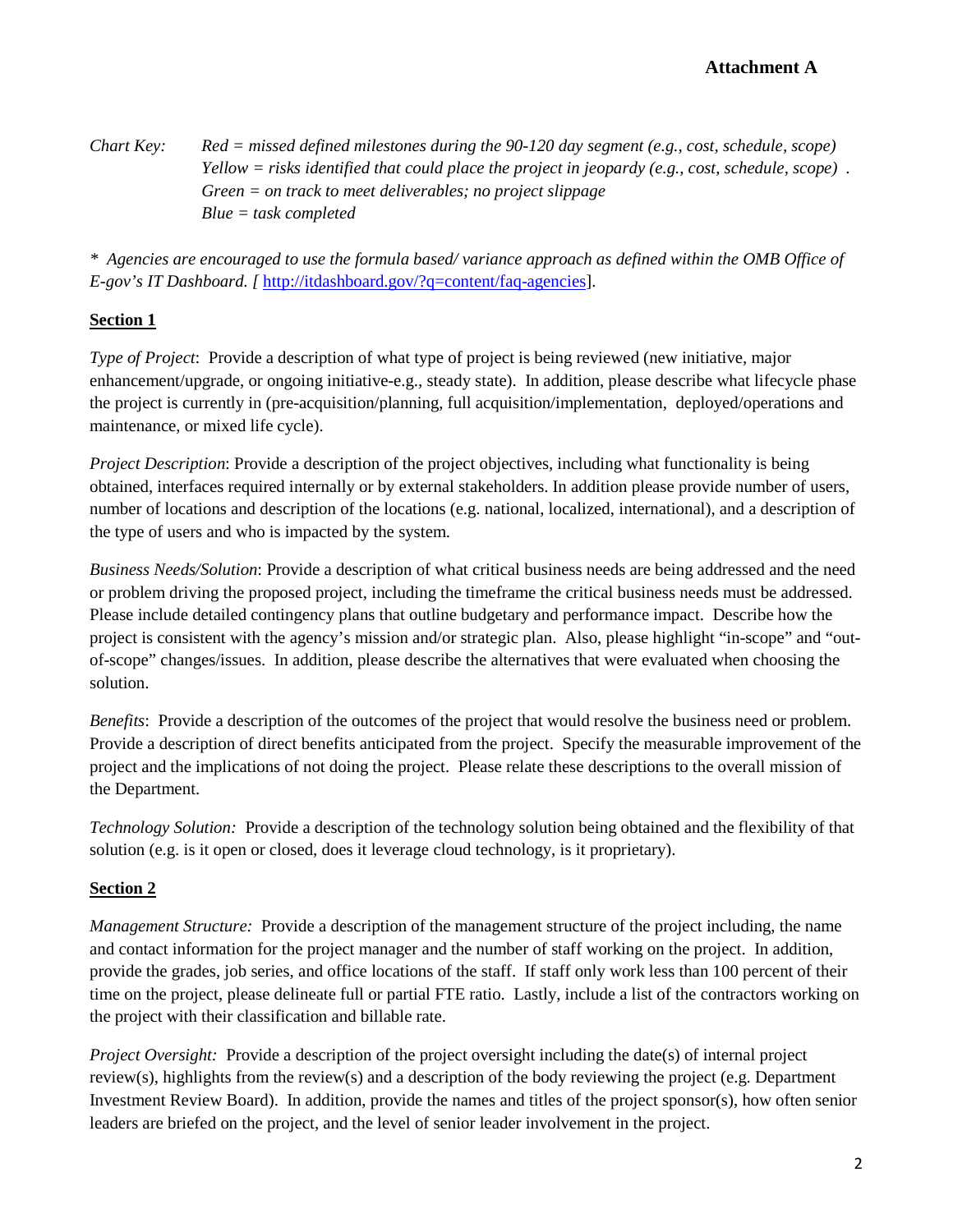**Attachment A**

*Chart Key:* *Red = missed defined milestones during the 90-120 day segment (e.g., cost, schedule, scope)*
*Yellow = risks identified that could place the project in jeopardy (e.g., cost, schedule, scope).*
*Green = on track to meet deliverables; no project slippage*
*Blue = task completed*

*\* Agencies are encouraged to use the formula based/ variance approach as defined within the OMB Office of E-gov's IT Dashboard. [* http://itdashboard.gov/?q=content/faq-agencies].

**Section 1**

*Type of Project*: Provide a description of what type of project is being reviewed (new initiative, major enhancement/upgrade, or ongoing initiative-e.g., steady state). In addition, please describe what lifecycle phase the project is currently in (pre-acquisition/planning, full acquisition/implementation, deployed/operations and maintenance, or mixed life cycle).

*Project Description*: Provide a description of the project objectives, including what functionality is being obtained, interfaces required internally or by external stakeholders. In addition please provide number of users, number of locations and description of the locations (e.g. national, localized, international), and a description of the type of users and who is impacted by the system.

*Business Needs/Solution*: Provide a description of what critical business needs are being addressed and the need or problem driving the proposed project, including the timeframe the critical business needs must be addressed. Please include detailed contingency plans that outline budgetary and performance impact. Describe how the project is consistent with the agency's mission and/or strategic plan. Also, please highlight "in-scope" and "out-of-scope" changes/issues. In addition, please describe the alternatives that were evaluated when choosing the solution.

*Benefits*: Provide a description of the outcomes of the project that would resolve the business need or problem. Provide a description of direct benefits anticipated from the project. Specify the measurable improvement of the project and the implications of not doing the project. Please relate these descriptions to the overall mission of the Department.

*Technology Solution:* Provide a description of the technology solution being obtained and the flexibility of that solution (e.g. is it open or closed, does it leverage cloud technology, is it proprietary).

**Section 2**

*Management Structure:* Provide a description of the management structure of the project including, the name and contact information for the project manager and the number of staff working on the project. In addition, provide the grades, job series, and office locations of the staff. If staff only work less than 100 percent of their time on the project, please delineate full or partial FTE ratio. Lastly, include a list of the contractors working on the project with their classification and billable rate.

*Project Oversight:* Provide a description of the project oversight including the date(s) of internal project review(s), highlights from the review(s) and a description of the body reviewing the project (e.g. Department Investment Review Board). In addition, provide the names and titles of the project sponsor(s), how often senior leaders are briefed on the project, and the level of senior leader involvement in the project.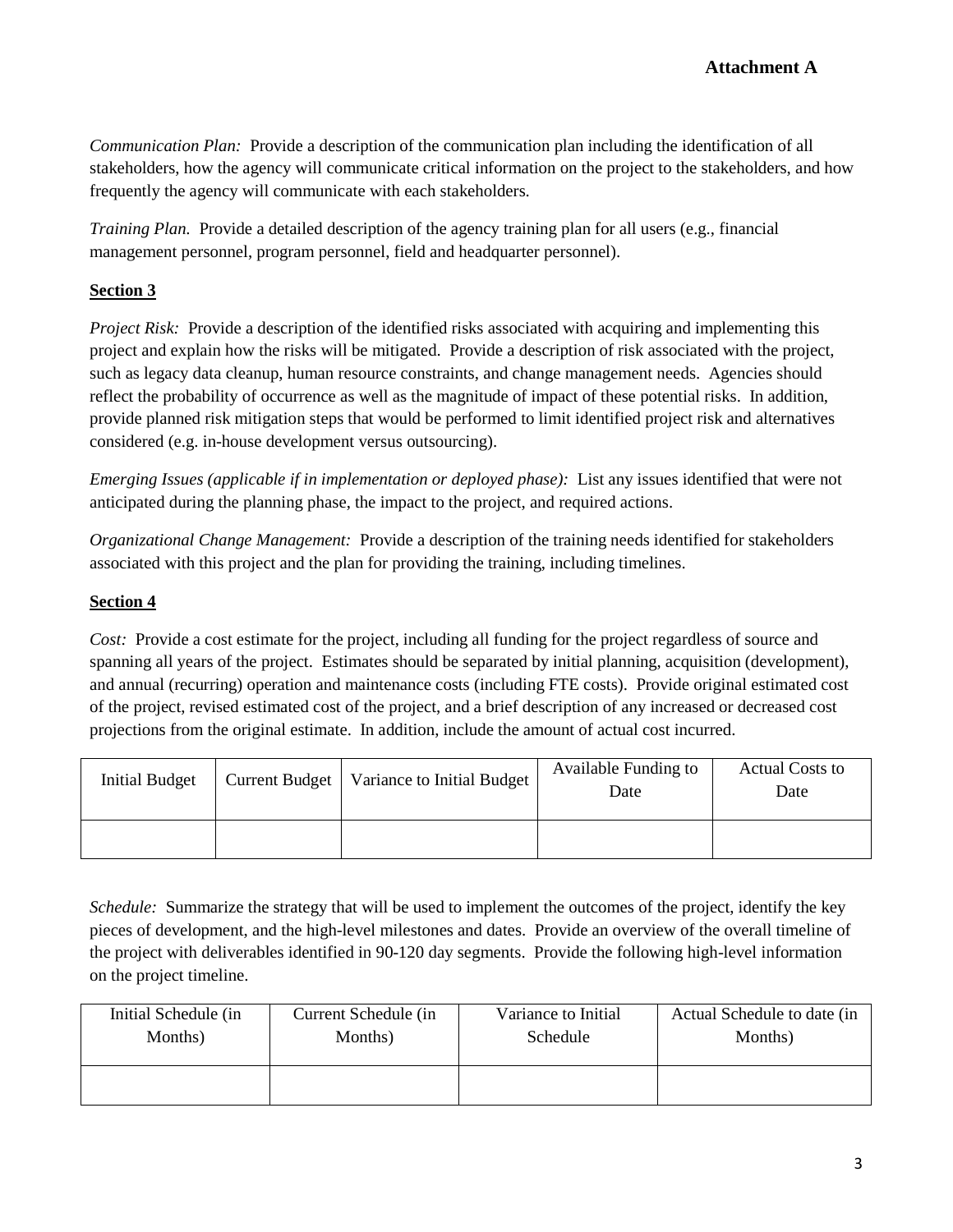**Attachment A**

*Communication Plan:* Provide a description of the communication plan including the identification of all stakeholders, how the agency will communicate critical information on the project to the stakeholders, and how frequently the agency will communicate with each stakeholders.

*Training Plan.* Provide a detailed description of the agency training plan for all users (e.g., financial management personnel, program personnel, field and headquarter personnel).

**Section 3**

*Project Risk:* Provide a description of the identified risks associated with acquiring and implementing this project and explain how the risks will be mitigated. Provide a description of risk associated with the project, such as legacy data cleanup, human resource constraints, and change management needs. Agencies should reflect the probability of occurrence as well as the magnitude of impact of these potential risks. In addition, provide planned risk mitigation steps that would be performed to limit identified project risk and alternatives considered (e.g. in-house development versus outsourcing).

*Emerging Issues (applicable if in implementation or deployed phase):* List any issues identified that were not anticipated during the planning phase, the impact to the project, and required actions.

*Organizational Change Management:* Provide a description of the training needs identified for stakeholders associated with this project and the plan for providing the training, including timelines.

**Section 4**

*Cost:* Provide a cost estimate for the project, including all funding for the project regardless of source and spanning all years of the project. Estimates should be separated by initial planning, acquisition (development), and annual (recurring) operation and maintenance costs (including FTE costs). Provide original estimated cost of the project, revised estimated cost of the project, and a brief description of any increased or decreased cost projections from the original estimate. In addition, include the amount of actual cost incurred.

| Initial Budget | Current Budget | Variance to Initial Budget | Available Funding to Date | Actual Costs to Date |
|---|---|---|---|---|
| | | | | |

*Schedule:* Summarize the strategy that will be used to implement the outcomes of the project, identify the key pieces of development, and the high-level milestones and dates. Provide an overview of the overall timeline of the project with deliverables identified in 90-120 day segments. Provide the following high-level information on the project timeline.

| Initial Schedule (in Months) | Current Schedule (in Months) | Variance to Initial Schedule | Actual Schedule to date (in Months) |
|---|---|---|---|
| | | | |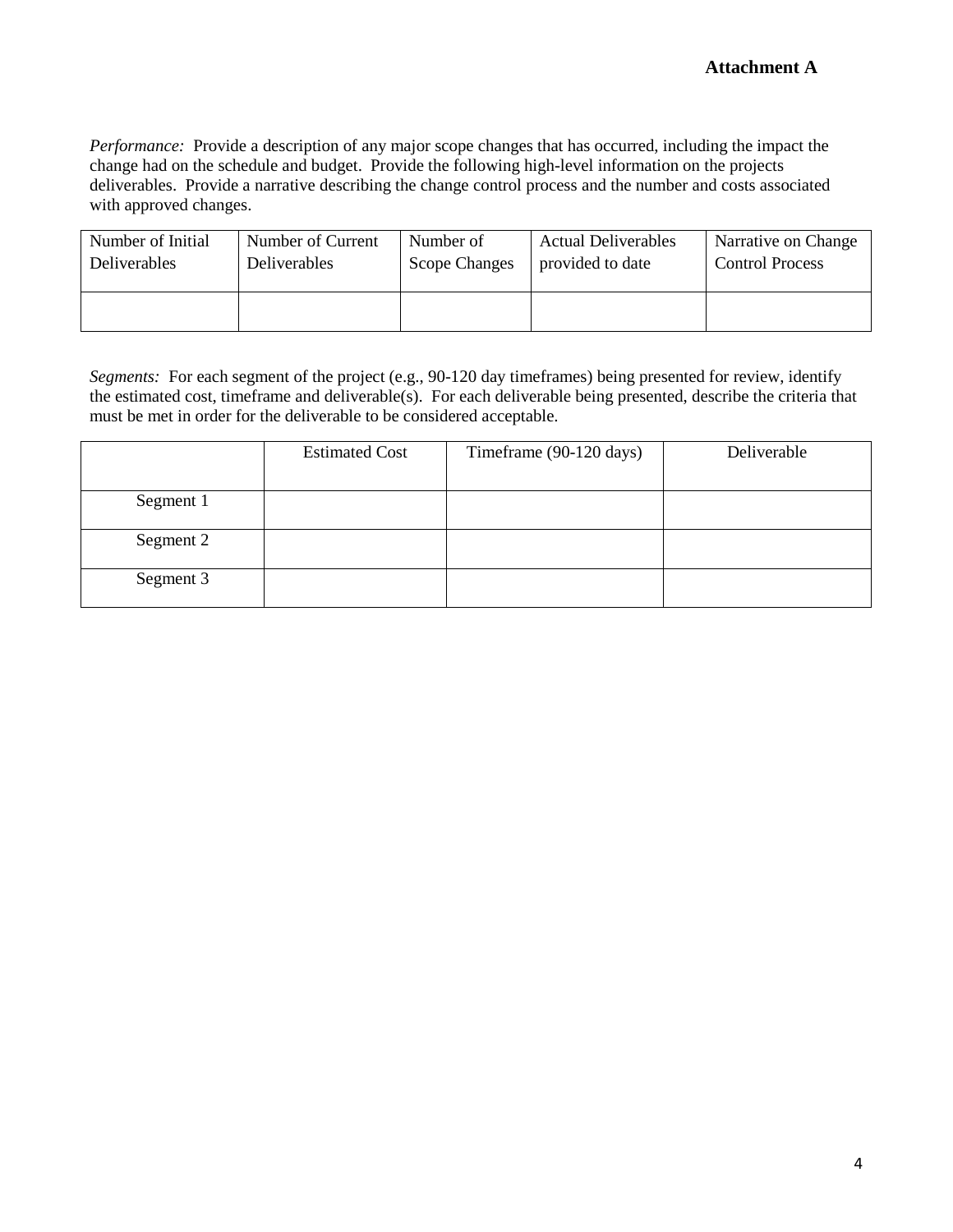**Attachment A**

*Performance:* Provide a description of any major scope changes that has occurred, including the impact the change had on the schedule and budget. Provide the following high-level information on the projects deliverables. Provide a narrative describing the change control process and the number and costs associated with approved changes.

| Number of Initial Deliverables | Number of Current Deliverables | Number of Scope Changes | Actual Deliverables provided to date | Narrative on Change Control Process |
|---|---|---|---|---|
| | | | | |

*Segments:* For each segment of the project (e.g., 90-120 day timeframes) being presented for review, identify the estimated cost, timeframe and deliverable(s). For each deliverable being presented, describe the criteria that must be met in order for the deliverable to be considered acceptable.

| | Estimated Cost | Timeframe (90-120 days) | Deliverable |
|---|---|---|---|
| Segment 1 | | | |
| Segment 2 | | | |
| Segment 3 | | | |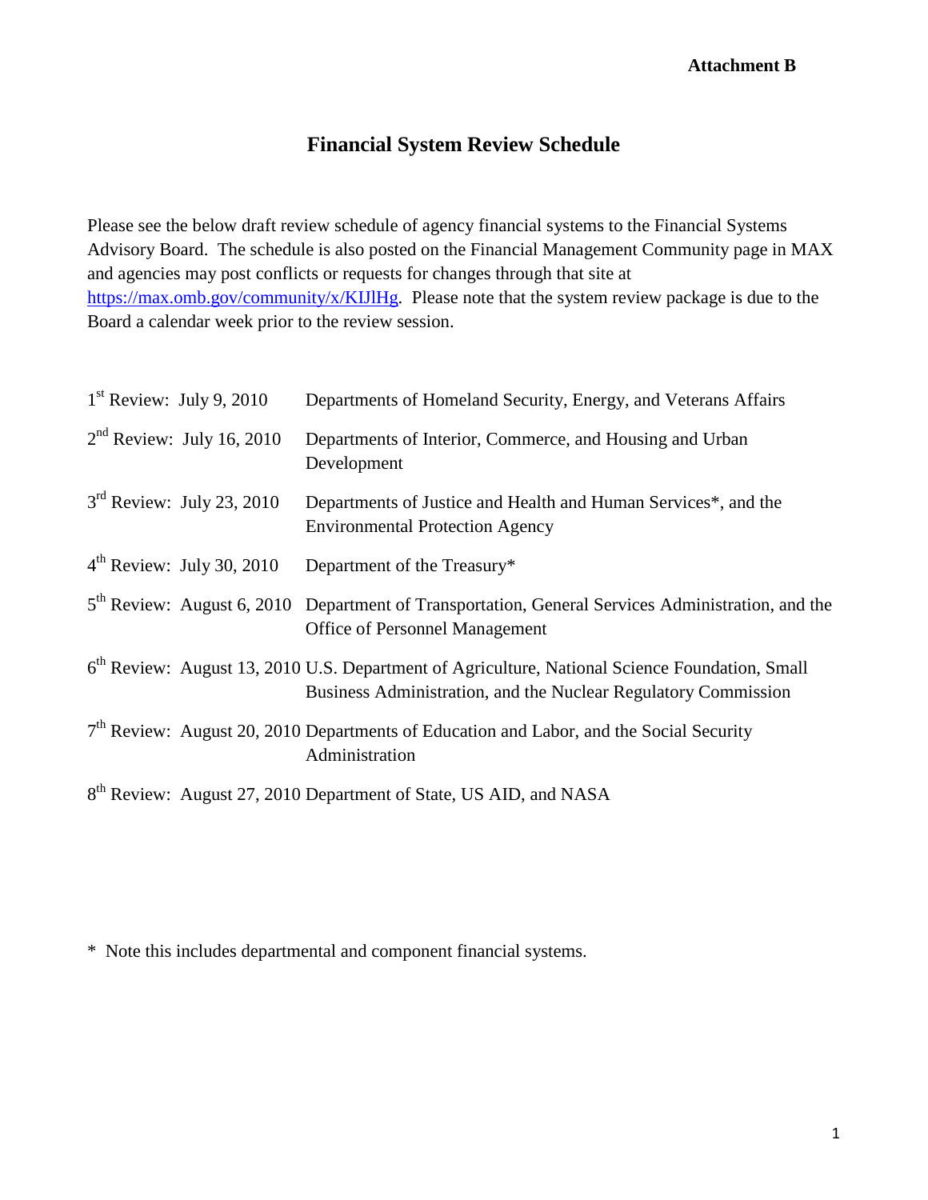**Attachment B**

# Financial System Review Schedule

Please see the below draft review schedule of agency financial systems to the Financial Systems Advisory Board. The schedule is also posted on the Financial Management Community page in MAX and agencies may post conflicts or requests for changes through that site at https://max.omb.gov/community/x/KIJlHg. Please note that the system review package is due to the Board a calendar week prior to the review session.

| | |
|---|---|
| 1st Review: July 9, 2010 | Departments of Homeland Security, Energy, and Veterans Affairs |
| 2nd Review: July 16, 2010 | Departments of Interior, Commerce, and Housing and Urban Development |
| 3rd Review: July 23, 2010 | Departments of Justice and Health and Human Services*, and the Environmental Protection Agency |
| 4th Review: July 30, 2010 | Department of the Treasury* |
| 5th Review: August 6, 2010 | Department of Transportation, General Services Administration, and the Office of Personnel Management |
| 6th Review: August 13, 2010 | U.S. Department of Agriculture, National Science Foundation, Small Business Administration, and the Nuclear Regulatory Commission |
| 7th Review: August 20, 2010 | Departments of Education and Labor, and the Social Security Administration |
| 8th Review: August 27, 2010 | Department of State, US AID, and NASA |

\* Note this includes departmental and component financial systems.